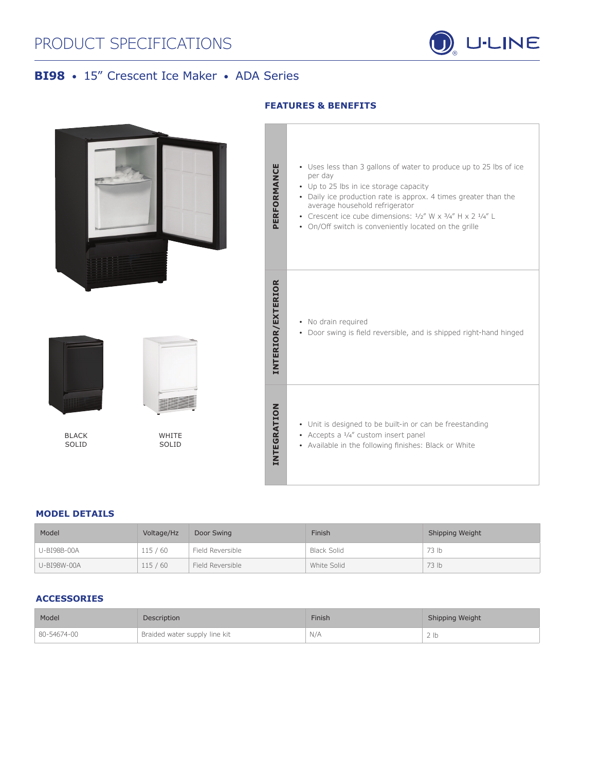# PRODUCT SPECIFICATIONS

U-LINE

## BI98 • 15” Crescent Ice Maker • ADA Series

BLACK
SOLID

WHITE
SOLID

## FEATURES & BENEFITS

### PERFORMANCE

- Uses less than 3 gallons of water to produce up to 25 lbs of ice per day
- Up to 25 lbs in ice storage capacity
- Daily ice production rate is approx. 4 times greater than the average household refrigerator
- Crescent ice cube dimensions: ½” W x ¾” H x 2 ¼” L
- On/Off switch is conveniently located on the grille

### INTERIOR/EXTERIOR

- No drain required
- Door swing is field reversible, and is shipped right-hand hinged

### INTEGRATION

- Unit is designed to be built-in or can be freestanding
- Accepts a ¼” custom insert panel
- Available in the following finishes: Black or White

## MODEL DETAILS

| Model | Voltage/Hz | Door Swing | Finish | Shipping Weight |
|---|---|---|---|---|
| U-BI98B-00A | 115 / 60 | Field Reversible | Black Solid | 73 lb |
| U-BI98W-00A | 115 / 60 | Field Reversible | White Solid | 73 lb |

## ACCESSORIES

| Model | Description | Finish | Shipping Weight |
|---|---|---|---|
| 80-54674-00 | Braided water supply line kit | N/A | 2 lb |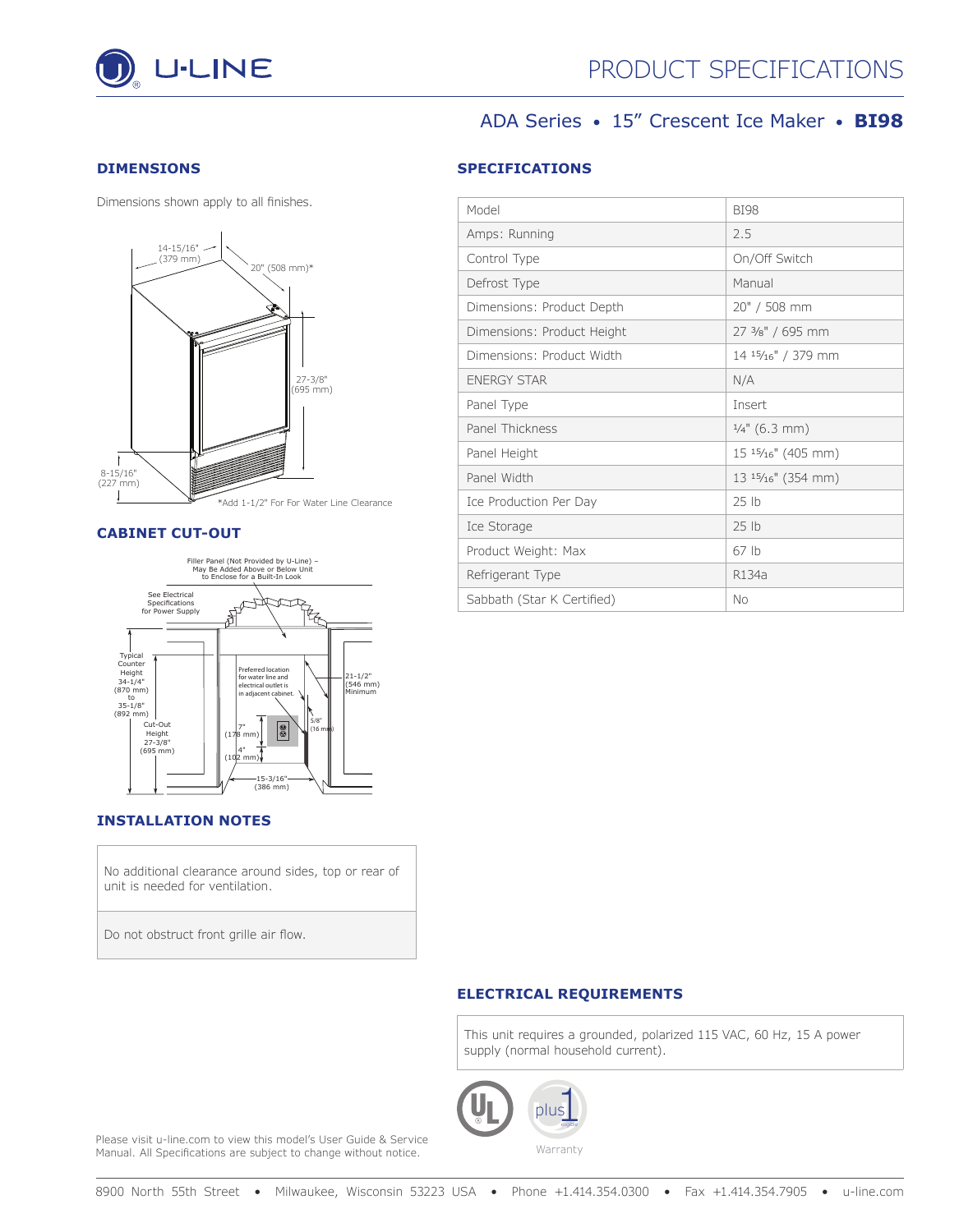# PRODUCT SPECIFICATIONS

## ADA Series • 15" Crescent Ice Maker • **BI98**

## DIMENSIONS

Dimensions shown apply to all finishes.

14-15/16" (379 mm)

20" (508 mm)*

27-3/8" (695 mm)

8-15/16" (227 mm)

*Add 1-1/2" For For Water Line Clearance

## CABINET CUT-OUT

Filler Panel (Not Provided by U-Line) – May Be Added Above or Below Unit to Enclose for a Built-In Look

See Electrical Specifications for Power Supply

Typical Counter Height 34-1/4" (870 mm) to 35-1/8" (892 mm)

Cut-Out Height 27-3/8" (695 mm)

Preferred location for water line and electrical outlet is in adjacent cabinet.

21-1/2" (546 mm) Minimum

7" (178 mm)

4" (102 mm)

5/8" (16 mm)

15-3/16" (386 mm)

## INSTALLATION NOTES

| |
|---|
| No additional clearance around sides, top or rear of unit is needed for ventilation. |
| Do not obstruct front grille air flow. |

## SPECIFICATIONS

| | |
|---|---|
| Model | BI98 |
| Amps: Running | 2.5 |
| Control Type | On/Off Switch |
| Defrost Type | Manual |
| Dimensions: Product Depth | 20" / 508 mm |
| Dimensions: Product Height | 27 3/8" / 695 mm |
| Dimensions: Product Width | 14 15/16" / 379 mm |
| ENERGY STAR | N/A |
| Panel Type | Insert |
| Panel Thickness | 1/4" (6.3 mm) |
| Panel Height | 15 15/16" (405 mm) |
| Panel Width | 13 15/16" (354 mm) |
| Ice Production Per Day | 25 lb |
| Ice Storage | 25 lb |
| Product Weight: Max | 67 lb |
| Refrigerant Type | R134a |
| Sabbath (Star K Certified) | No |

## ELECTRICAL REQUIREMENTS

This unit requires a grounded, polarized 115 VAC, 60 Hz, 15 A power supply (normal household current).

Warranty

Please visit u-line.com to view this model's User Guide & Service Manual. All Specifications are subject to change without notice.

8900 North 55th Street • Milwaukee, Wisconsin 53223 USA • Phone +1.414.354.0300 • Fax +1.414.354.7905 • u-line.com